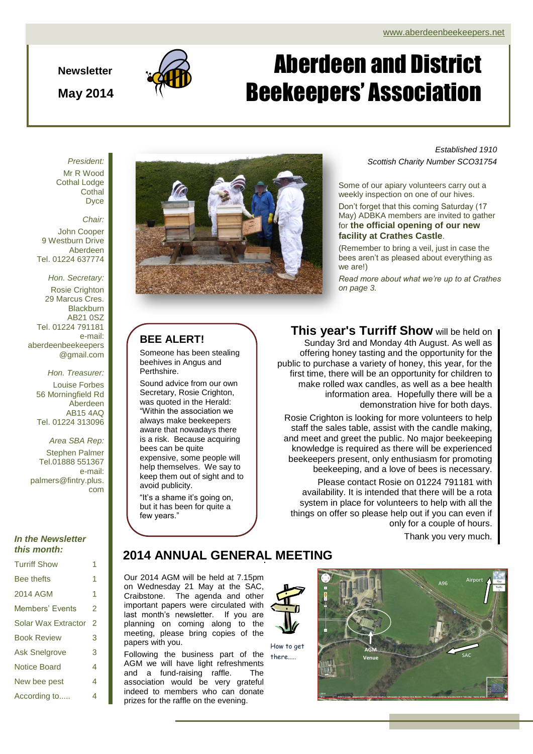www.aberdeenbeekeepers.net

**Newsletter**

**May 2014**

# Aberdeen and District Beekeepers' Association

*Established 1910*
*Scottish Charity Number SCO31754*

*President:*
Mr R Wood
Cothal Lodge
Cothal
Dyce

*Chair:*
John Cooper
9 Westburn Drive
Aberdeen
Tel. 01224 637774

*Hon. Secretary:*
Rosie Crighton
29 Marcus Cres.
Blackburn
AB21 0SZ
Tel. 01224 791181
e-mail: aberdeenbeekeepers@gmail.com

*Hon. Treasurer:*
Louise Forbes
56 Morningfield Rd
Aberdeen
AB15 4AQ
Tel. 01224 313096

*Area SBA Rep:*
Stephen Palmer
Tel.01888 551367
e-mail: palmers@fintry.plus.com

***In the Newsletter this month:***

| | |
|---|---|
| Turriff Show | 1 |
| Bee thefts | 1 |
| 2014 AGM | 1 |
| Members' Events | 2 |
| Solar Wax Extractor | 2 |
| Book Review | 3 |
| Ask Snelgrove | 3 |
| Notice Board | 4 |
| New bee pest | 4 |
| According to..... | 4 |

Some of our apiary volunteers carry out a weekly inspection on one of our hives.

Don't forget that this coming Saturday (17 May) ADBKA members are invited to gather for **the official opening of our new facility at Crathes Castle**.

(Remember to bring a veil, just in case the bees aren't as pleased about everything as we are!)

*Read more about what we're up to at Crathes on page 3.*

## BEE ALERT!

Someone has been stealing beehives in Angus and Perthshire.

Sound advice from our own Secretary, Rosie Crighton, was quoted in the Herald: "Within the association we always make beekeepers aware that nowadays there is a risk. Because acquiring bees can be quite expensive, some people will help themselves. We say to keep them out of sight and to avoid publicity.

"It's a shame it's going on, but it has been for quite a few years."

**This year's Turriff Show** will be held on Sunday 3rd and Monday 4th August. As well as offering honey tasting and the opportunity for the public to purchase a variety of honey, this year, for the first time, there will be an opportunity for children to make rolled wax candles, as well as a bee health information area. Hopefully there will be a demonstration hive for both days.

Rosie Crighton is looking for more volunteers to help staff the sales table, assist with the candle making, and meet and greet the public. No major beekeeping knowledge is required as there will be experienced beekeepers present, only enthusiasm for promoting beekeeping, and a love of bees is necessary.

Please contact Rosie on 01224 791181 with availability. It is intended that there will be a rota system in place for volunteers to help with all the things on offer so please help out if you can even if only for a couple of hours.

Thank you very much.

## 2014 ANNUAL GENERAL MEETING

Our 2014 AGM will be held at 7.15pm on Wednesday 21 May at the SAC, Craibstone. The agenda and other important papers were circulated with last month's newsletter. If you are planning on coming along to the meeting, please bring copies of the papers with you.

Following the business part of the AGM we will have light refreshments and a fund-raising raffle. The association would be very grateful indeed to members who can donate prizes for the raffle on the evening.

How to get there.....

A96 · Airport · AGM Venue · SAC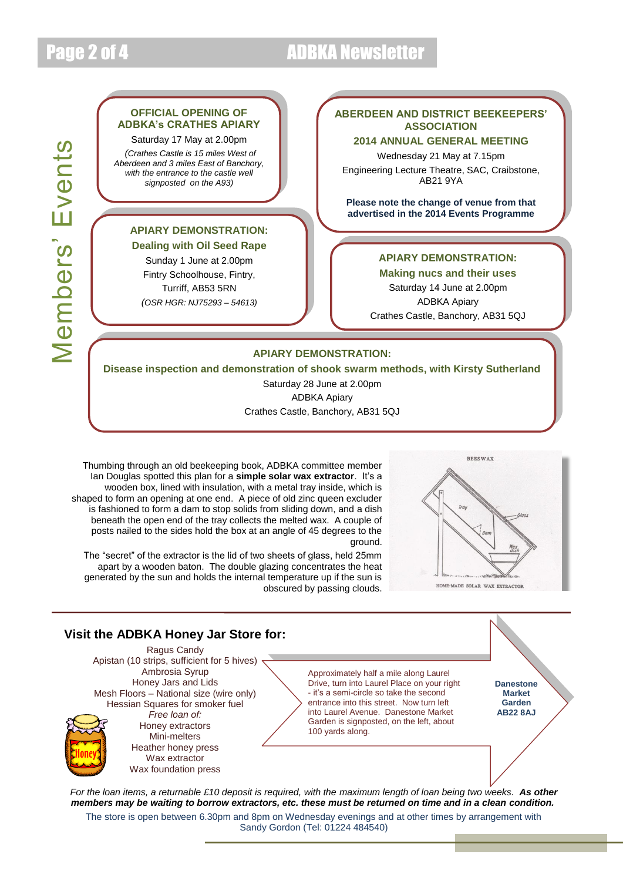# Members' Events

### OFFICIAL OPENING OF ADBKA's CRATHES APIARY

Saturday 17 May at 2.00pm

*(Crathes Castle is 15 miles West of Aberdeen and 3 miles East of Banchory, with the entrance to the castle well signposted on the A93)*

### ABERDEEN AND DISTRICT BEEKEEPERS' ASSOCIATION

### 2014 ANNUAL GENERAL MEETING

Wednesday 21 May at 7.15pm

Engineering Lecture Theatre, SAC, Craibstone, AB21 9YA

**Please note the change of venue from that advertised in the 2014 Events Programme**

### APIARY DEMONSTRATION: Dealing with Oil Seed Rape

Sunday 1 June at 2.00pm

Fintry Schoolhouse, Fintry, Turriff, AB53 5RN

*(OSR HGR: NJ75293 – 54613)*

### APIARY DEMONSTRATION: Making nucs and their uses

Saturday 14 June at 2.00pm

ADBKA Apiary

Crathes Castle, Banchory, AB31 5QJ

### APIARY DEMONSTRATION: Disease inspection and demonstration of shook swarm methods, with Kirsty Sutherland

Saturday 28 June at 2.00pm

ADBKA Apiary

Crathes Castle, Banchory, AB31 5QJ

---

Thumbing through an old beekeeping book, ADBKA committee member Ian Douglas spotted this plan for a **simple solar wax extractor**. It's a wooden box, lined with insulation, with a metal tray inside, which is shaped to form an opening at one end. A piece of old zinc queen excluder is fashioned to form a dam to stop solids from sliding down, and a dish beneath the open end of the tray collects the melted wax. A couple of posts nailed to the sides hold the box at an angle of 45 degrees to the ground.

The "secret" of the extractor is the lid of two sheets of glass, held 25mm apart by a wooden baton. The double glazing concentrates the heat generated by the sun and holds the internal temperature up if the sun is obscured by passing clouds.

HOME-MADE SOLAR WAX EXTRACTOR

---

## Visit the ADBKA Honey Jar Store for:

- Ragus Candy
- Apistan (10 strips, sufficient for 5 hives)
- Ambrosia Syrup
- Honey Jars and Lids
- Mesh Floors – National size (wire only)
- Hessian Squares for smoker fuel

*Free loan of:*

- Honey extractors
- Mini-melters
- Heather honey press
- Wax extractor
- Wax foundation press

Approximately half a mile along Laurel Drive, turn into Laurel Place on your right - it's a semi-circle so take the second entrance into this street. Now turn left into Laurel Avenue. Danestone Market Garden is signposted, on the left, about 100 yards along.

**Danestone Market Garden AB22 8AJ**

*For the loan items, a returnable £10 deposit is required, with the maximum length of loan being two weeks.* ***As other members may be waiting to borrow extractors, etc. these must be returned on time and in a clean condition.***

The store is open between 6.30pm and 8pm on Wednesday evenings and at other times by arrangement with Sandy Gordon (Tel: 01224 484540)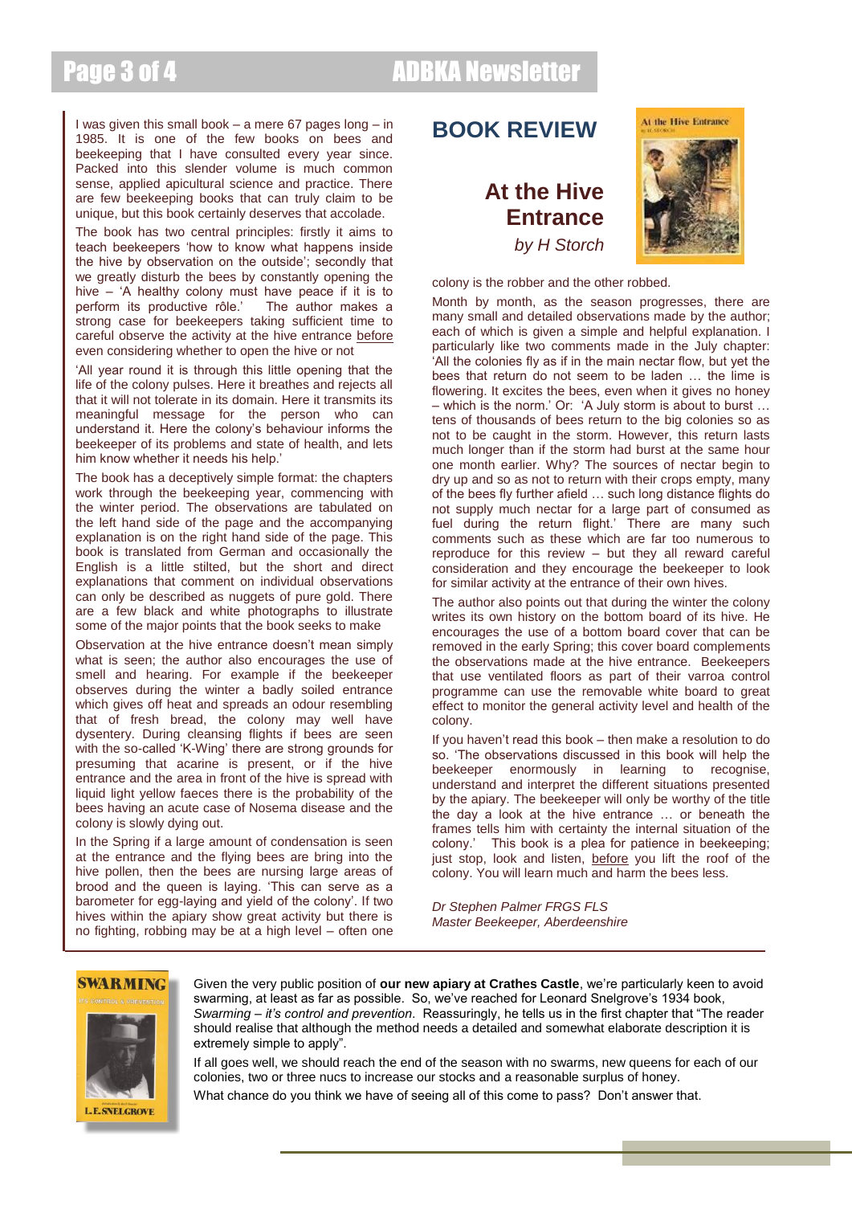# BOOK REVIEW

## At the Hive Entrance

*by H Storch*

I was given this small book – a mere 67 pages long – in 1985. It is one of the few books on bees and beekeeping that I have consulted every year since. Packed into this slender volume is much common sense, applied apicultural science and practice. There are few beekeeping books that can truly claim to be unique, but this book certainly deserves that accolade.

The book has two central principles: firstly it aims to teach beekeepers 'how to know what happens inside the hive by observation on the outside'; secondly that we greatly disturb the bees by constantly opening the hive – 'A healthy colony must have peace if it is to perform its productive rôle.' The author makes a strong case for beekeepers taking sufficient time to careful observe the activity at the hive entrance before even considering whether to open the hive or not

'All year round it is through this little opening that the life of the colony pulses. Here it breathes and rejects all that it will not tolerate in its domain. Here it transmits its meaningful message for the person who can understand it. Here the colony's behaviour informs the beekeeper of its problems and state of health, and lets him know whether it needs his help.'

The book has a deceptively simple format: the chapters work through the beekeeping year, commencing with the winter period. The observations are tabulated on the left hand side of the page and the accompanying explanation is on the right hand side of the page. This book is translated from German and occasionally the English is a little stilted, but the short and direct explanations that comment on individual observations can only be described as nuggets of pure gold. There are a few black and white photographs to illustrate some of the major points that the book seeks to make

Observation at the hive entrance doesn't mean simply what is seen; the author also encourages the use of smell and hearing. For example if the beekeeper observes during the winter a badly soiled entrance which gives off heat and spreads an odour resembling that of fresh bread, the colony may well have dysentery. During cleansing flights if bees are seen with the so-called 'K-Wing' there are strong grounds for presuming that acarine is present, or if the hive entrance and the area in front of the hive is spread with liquid light yellow faeces there is the probability of the bees having an acute case of Nosema disease and the colony is slowly dying out.

In the Spring if a large amount of condensation is seen at the entrance and the flying bees are bring into the hive pollen, then the bees are nursing large areas of brood and the queen is laying. 'This can serve as a barometer for egg-laying and yield of the colony'. If two hives within the apiary show great activity but there is no fighting, robbing may be at a high level – often one colony is the robber and the other robbed.

Month by month, as the season progresses, there are many small and detailed observations made by the author; each of which is given a simple and helpful explanation. I particularly like two comments made in the July chapter: 'All the colonies fly as if in the main nectar flow, but yet the bees that return do not seem to be laden … the lime is flowering. It excites the bees, even when it gives no honey – which is the norm.' Or: 'A July storm is about to burst … tens of thousands of bees return to the big colonies so as not to be caught in the storm. However, this return lasts much longer than if the storm had burst at the same hour one month earlier. Why? The sources of nectar begin to dry up and so as not to return with their crops empty, many of the bees fly further afield … such long distance flights do not supply much nectar for a large part of consumed as fuel during the return flight.' There are many such comments such as these which are far too numerous to reproduce for this review – but they all reward careful consideration and they encourage the beekeeper to look for similar activity at the entrance of their own hives.

The author also points out that during the winter the colony writes its own history on the bottom board of its hive. He encourages the use of a bottom board cover that can be removed in the early Spring; this cover board complements the observations made at the hive entrance. Beekeepers that use ventilated floors as part of their varroa control programme can use the removable white board to great effect to monitor the general activity level and health of the colony.

If you haven't read this book – then make a resolution to do so. 'The observations discussed in this book will help the beekeeper enormously in learning to recognise, understand and interpret the different situations presented by the apiary. The beekeeper will only be worthy of the title the day a look at the hive entrance … or beneath the frames tells him with certainty the internal situation of the colony.' This book is a plea for patience in beekeeping; just stop, look and listen, before you lift the roof of the colony. You will learn much and harm the bees less.

*Dr Stephen Palmer FRGS FLS*
*Master Beekeeper, Aberdeenshire*

---

Given the very public position of **our new apiary at Crathes Castle**, we're particularly keen to avoid swarming, at least as far as possible. So, we've reached for Leonard Snelgrove's 1934 book, *Swarming – it's control and prevention*. Reassuringly, he tells us in the first chapter that "The reader should realise that although the method needs a detailed and somewhat elaborate description it is extremely simple to apply".

If all goes well, we should reach the end of the season with no swarms, new queens for each of our colonies, two or three nucs to increase our stocks and a reasonable surplus of honey.

What chance do you think we have of seeing all of this come to pass? Don't answer that.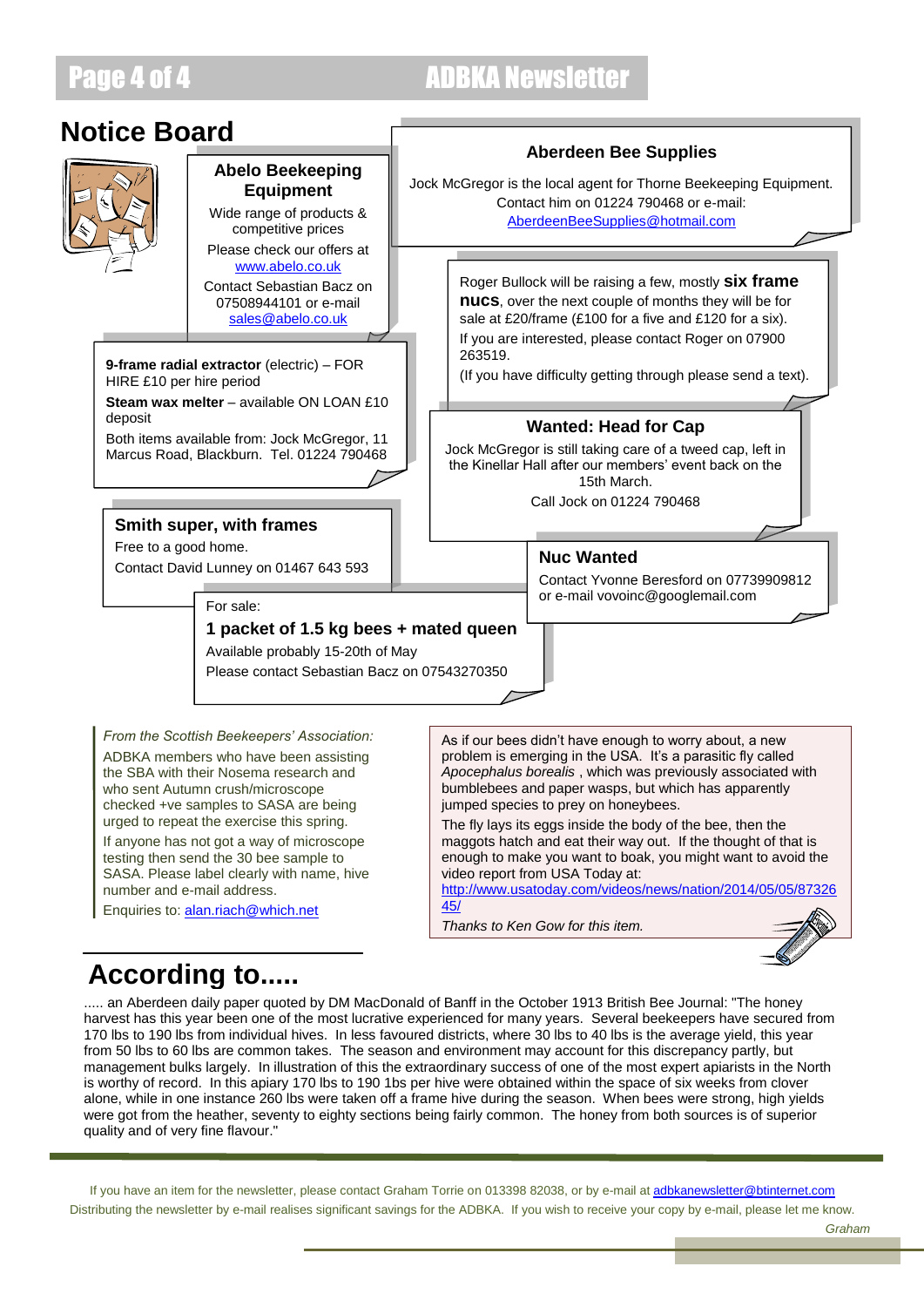## Notice Board

### Abelo Beekeeping Equipment

Wide range of products & competitive prices

Please check our offers at www.abelo.co.uk

Contact Sebastian Bacz on 07508944101 or e-mail sales@abelo.co.uk

### Aberdeen Bee Supplies

Jock McGregor is the local agent for Thorne Beekeeping Equipment. Contact him on 01224 790468 or e-mail: AberdeenBeeSupplies@hotmail.com

Roger Bullock will be raising a few, mostly **six frame nucs**, over the next couple of months they will be for sale at £20/frame (£100 for a five and £120 for a six).

If you are interested, please contact Roger on 07900 263519.

(If you have difficulty getting through please send a text).

**9-frame radial extractor** (electric) – FOR HIRE £10 per hire period

**Steam wax melter** – available ON LOAN £10 deposit

Both items available from: Jock McGregor, 11 Marcus Road, Blackburn. Tel. 01224 790468

### Wanted: Head for Cap

Jock McGregor is still taking care of a tweed cap, left in the Kinellar Hall after our members' event back on the 15th March.

Call Jock on 01224 790468

### Smith super, with frames

Free to a good home.

Contact David Lunney on 01467 643 593

### Nuc Wanted

Contact Yvonne Beresford on 07739909812 or e-mail vovoinc@googlemail.com

For sale:

**1 packet of 1.5 kg bees + mated queen**

Available probably 15-20th of May

Please contact Sebastian Bacz on 07543270350

*From the Scottish Beekeepers' Association:*

ADBKA members who have been assisting the SBA with their Nosema research and who sent Autumn crush/microscope checked +ve samples to SASA are being urged to repeat the exercise this spring.

If anyone has not got a way of microscope testing then send the 30 bee sample to SASA. Please label clearly with name, hive number and e-mail address.

Enquiries to: alan.riach@which.net

As if our bees didn't have enough to worry about, a new problem is emerging in the USA. It's a parasitic fly called *Apocephalus borealis* , which was previously associated with bumblebees and paper wasps, but which has apparently jumped species to prey on honeybees.

The fly lays its eggs inside the body of the bee, then the maggots hatch and eat their way out. If the thought of that is enough to make you want to boak, you might want to avoid the video report from USA Today at: http://www.usatoday.com/videos/news/nation/2014/05/05/8732645/

*Thanks to Ken Gow for this item.*

## According to.....

..... an Aberdeen daily paper quoted by DM MacDonald of Banff in the October 1913 British Bee Journal: "The honey harvest has this year been one of the most lucrative experienced for many years. Several beekeepers have secured from 170 lbs to 190 lbs from individual hives. In less favoured districts, where 30 lbs to 40 lbs is the average yield, this year from 50 lbs to 60 lbs are common takes. The season and environment may account for this discrepancy partly, but management bulks largely. In illustration of this the extraordinary success of one of the most expert apiarists in the North is worthy of record. In this apiary 170 lbs to 190 1bs per hive were obtained within the space of six weeks from clover alone, while in one instance 260 lbs were taken off a frame hive during the season. When bees were strong, high yields were got from the heather, seventy to eighty sections being fairly common. The honey from both sources is of superior quality and of very fine flavour."

If you have an item for the newsletter, please contact Graham Torrie on 013398 82038, or by e-mail at adbkanewsletter@btinternet.com

Distributing the newsletter by e-mail realises significant savings for the ADBKA. If you wish to receive your copy by e-mail, please let me know.

*Graham*